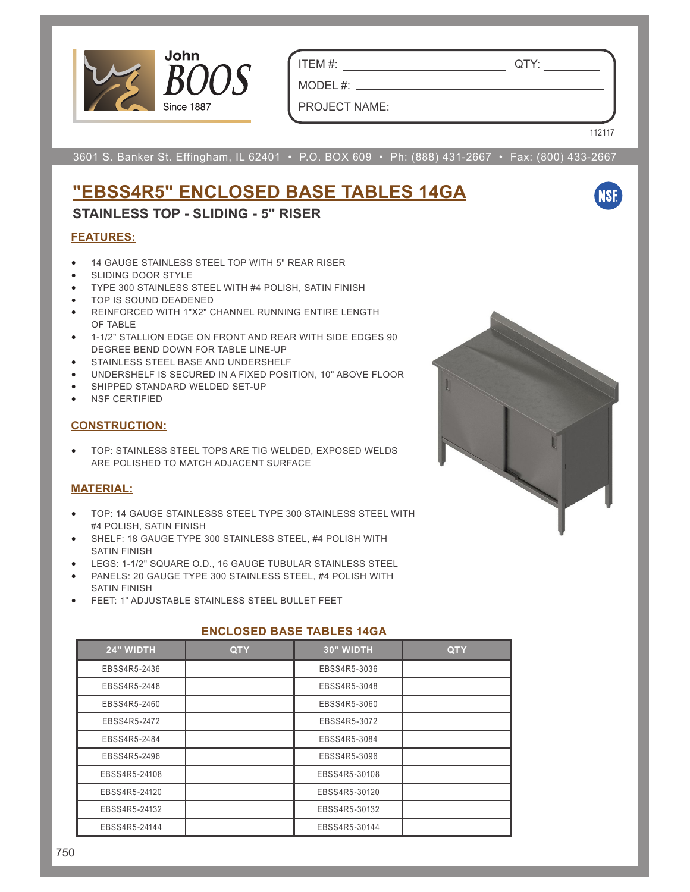John BOOS
Since 1887

ITEM #: ____________________ QTY: ________

MODEL #: ____________________________

PROJECT NAME: ______________________

112117

3601 S. Banker St. Effingham, IL 62401 • P.O. BOX 609 • Ph: (888) 431-2667 • Fax: (800) 433-2667

# "EBSS4R5" ENCLOSED BASE TABLES 14GA

## STAINLESS TOP - SLIDING - 5" RISER

### FEATURES:

- 14 GAUGE STAINLESS STEEL TOP WITH 5" REAR RISER
- SLIDING DOOR STYLE
- TYPE 300 STAINLESS STEEL WITH #4 POLISH, SATIN FINISH
- TOP IS SOUND DEADENED
- REINFORCED WITH 1"X2" CHANNEL RUNNING ENTIRE LENGTH OF TABLE
- 1-1/2" STALLION EDGE ON FRONT AND REAR WITH SIDE EDGES 90 DEGREE BEND DOWN FOR TABLE LINE-UP
- STAINLESS STEEL BASE AND UNDERSHELF
- UNDERSHELF IS SECURED IN A FIXED POSITION, 10" ABOVE FLOOR
- SHIPPED STANDARD WELDED SET-UP
- NSF CERTIFIED

### CONSTRUCTION:

- TOP: STAINLESS STEEL TOPS ARE TIG WELDED, EXPOSED WELDS ARE POLISHED TO MATCH ADJACENT SURFACE

### MATERIAL:

- TOP: 14 GAUGE STAINLESSS STEEL TYPE 300 STAINLESS STEEL WITH #4 POLISH, SATIN FINISH
- SHELF: 18 GAUGE TYPE 300 STAINLESS STEEL, #4 POLISH WITH SATIN FINISH
- LEGS: 1-1/2" SQUARE O.D., 16 GAUGE TUBULAR STAINLESS STEEL
- PANELS: 20 GAUGE TYPE 300 STAINLESS STEEL, #4 POLISH WITH SATIN FINISH
- FEET: 1" ADJUSTABLE STAINLESS STEEL BULLET FEET

### ENCLOSED BASE TABLES 14GA

| 24" WIDTH | QTY | 30" WIDTH | QTY |
|---|---|---|---|
| EBSS4R5-2436 | | EBSS4R5-3036 | |
| EBSS4R5-2448 | | EBSS4R5-3048 | |
| EBSS4R5-2460 | | EBSS4R5-3060 | |
| EBSS4R5-2472 | | EBSS4R5-3072 | |
| EBSS4R5-2484 | | EBSS4R5-3084 | |
| EBSS4R5-2496 | | EBSS4R5-3096 | |
| EBSS4R5-24108 | | EBSS4R5-30108 | |
| EBSS4R5-24120 | | EBSS4R5-30120 | |
| EBSS4R5-24132 | | EBSS4R5-30132 | |
| EBSS4R5-24144 | | EBSS4R5-30144 | |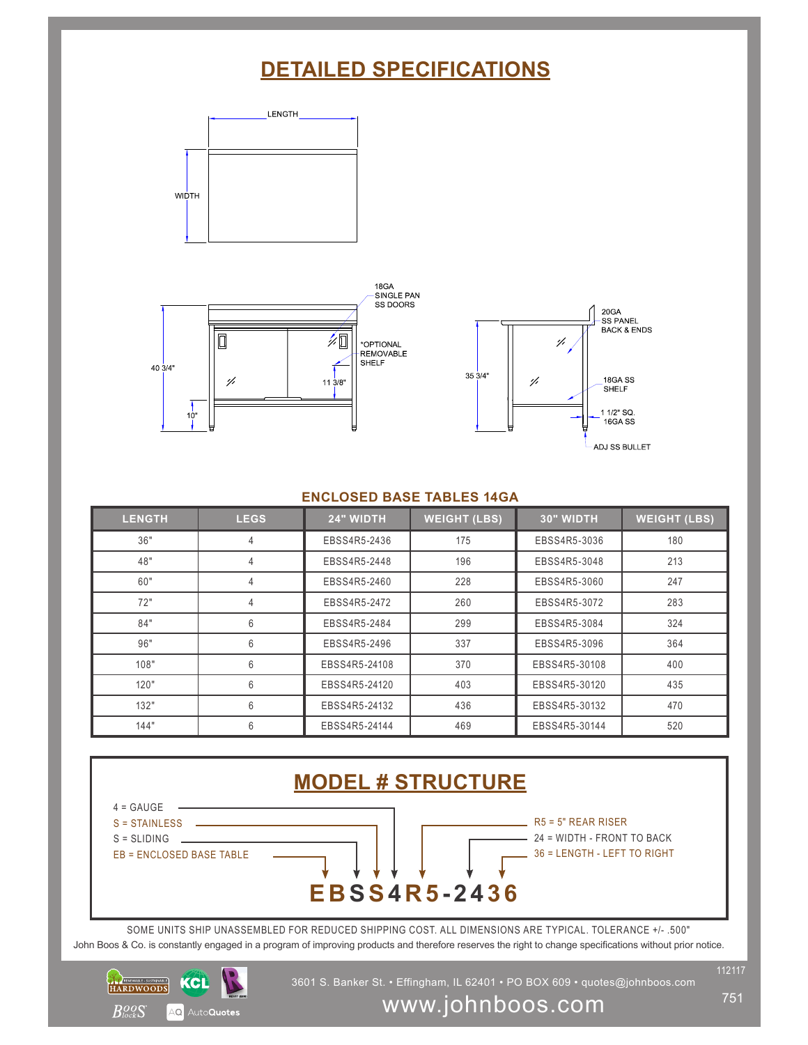# DETAILED SPECIFICATIONS

LENGTH

WIDTH

18GA SINGLE PAN SS DOORS

*OPTIONAL REMOVABLE SHELF

40 3/4"

11 3/8"

10"

20GA SS PANEL BACK & ENDS

35 3/4"

18GA SS SHELF

1 1/2" SQ. 16GA SS

ADJ SS BULLET

### ENCLOSED BASE TABLES 14GA

| LENGTH | LEGS | 24" WIDTH | WEIGHT (LBS) | 30" WIDTH | WEIGHT (LBS) |
|---|---|---|---|---|---|
| 36" | 4 | EBSS4R5-2436 | 175 | EBSS4R5-3036 | 180 |
| 48" | 4 | EBSS4R5-2448 | 196 | EBSS4R5-3048 | 213 |
| 60" | 4 | EBSS4R5-2460 | 228 | EBSS4R5-3060 | 247 |
| 72" | 4 | EBSS4R5-2472 | 260 | EBSS4R5-3072 | 283 |
| 84" | 6 | EBSS4R5-2484 | 299 | EBSS4R5-3084 | 324 |
| 96" | 6 | EBSS4R5-2496 | 337 | EBSS4R5-3096 | 364 |
| 108" | 6 | EBSS4R5-24108 | 370 | EBSS4R5-30108 | 400 |
| 120" | 6 | EBSS4R5-24120 | 403 | EBSS4R5-30120 | 435 |
| 132" | 6 | EBSS4R5-24132 | 436 | EBSS4R5-30132 | 470 |
| 144" | 6 | EBSS4R5-24144 | 469 | EBSS4R5-30144 | 520 |

## MODEL # STRUCTURE

- 4 = GAUGE
- S = STAINLESS
- S = SLIDING
- EB = ENCLOSED BASE TABLE
- R5 = 5" REAR RISER
- 24 = WIDTH - FRONT TO BACK
- 36 = LENGTH - LEFT TO RIGHT

**EBSS4R5-2436**

SOME UNITS SHIP UNASSEMBLED FOR REDUCED SHIPPING COST. ALL DIMENSIONS ARE TYPICAL. TOLERANCE +/- .500"

John Boos & Co. is constantly engaged in a program of improving products and therefore reserves the right to change specifications without prior notice.

3601 S. Banker St. • Effingham, IL 62401 • PO BOX 609 • quotes@johnboos.com

www.johnboos.com

112117